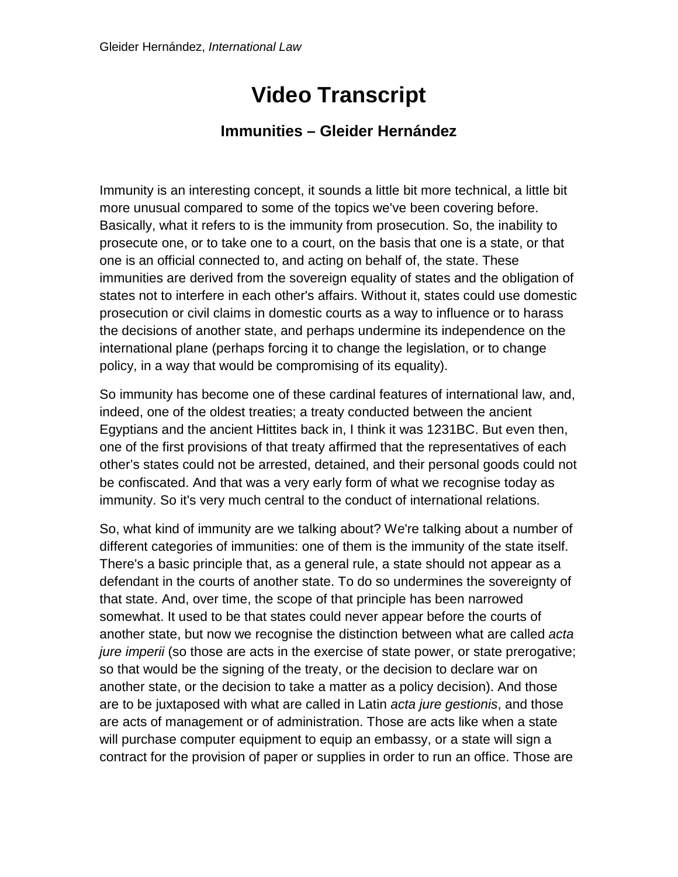# Video Transcript

## Immunities – Gleider Hernández

Immunity is an interesting concept, it sounds a little bit more technical, a little bit more unusual compared to some of the topics we've been covering before. Basically, what it refers to is the immunity from prosecution. So, the inability to prosecute one, or to take one to a court, on the basis that one is a state, or that one is an official connected to, and acting on behalf of, the state. These immunities are derived from the sovereign equality of states and the obligation of states not to interfere in each other's affairs. Without it, states could use domestic prosecution or civil claims in domestic courts as a way to influence or to harass the decisions of another state, and perhaps undermine its independence on the international plane (perhaps forcing it to change the legislation, or to change policy, in a way that would be compromising of its equality).

So immunity has become one of these cardinal features of international law, and, indeed, one of the oldest treaties; a treaty conducted between the ancient Egyptians and the ancient Hittites back in, I think it was 1231BC. But even then, one of the first provisions of that treaty affirmed that the representatives of each other's states could not be arrested, detained, and their personal goods could not be confiscated. And that was a very early form of what we recognise today as immunity. So it's very much central to the conduct of international relations.

So, what kind of immunity are we talking about? We're talking about a number of different categories of immunities: one of them is the immunity of the state itself. There's a basic principle that, as a general rule, a state should not appear as a defendant in the courts of another state. To do so undermines the sovereignty of that state. And, over time, the scope of that principle has been narrowed somewhat. It used to be that states could never appear before the courts of another state, but now we recognise the distinction between what are called *acta jure imperii* (so those are acts in the exercise of state power, or state prerogative; so that would be the signing of the treaty, or the decision to declare war on another state, or the decision to take a matter as a policy decision). And those are to be juxtaposed with what are called in Latin *acta jure gestionis*, and those are acts of management or of administration. Those are acts like when a state will purchase computer equipment to equip an embassy, or a state will sign a contract for the provision of paper or supplies in order to run an office. Those are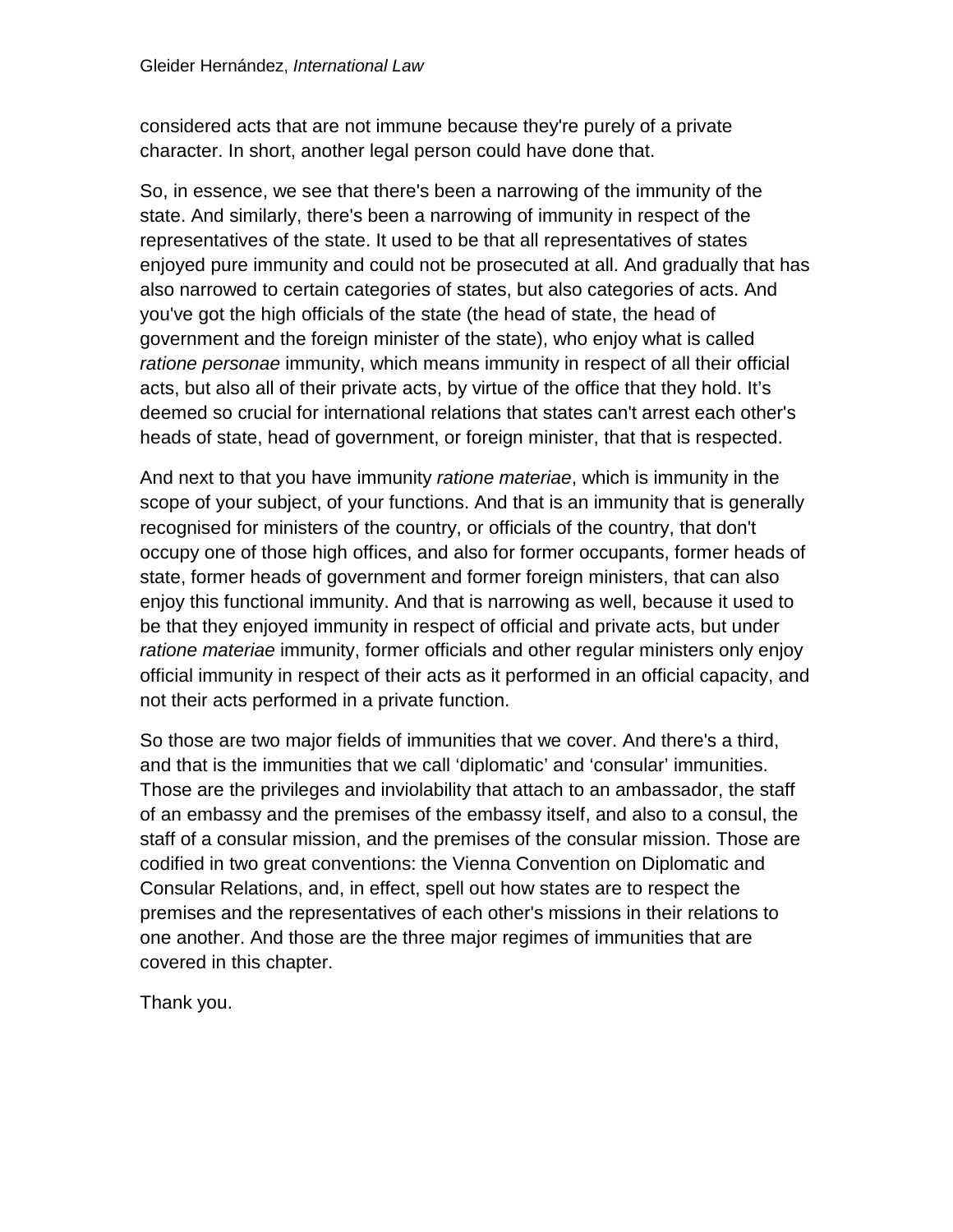considered acts that are not immune because they're purely of a private character. In short, another legal person could have done that.

So, in essence, we see that there's been a narrowing of the immunity of the state. And similarly, there's been a narrowing of immunity in respect of the representatives of the state. It used to be that all representatives of states enjoyed pure immunity and could not be prosecuted at all. And gradually that has also narrowed to certain categories of states, but also categories of acts. And you've got the high officials of the state (the head of state, the head of government and the foreign minister of the state), who enjoy what is called *ratione personae* immunity, which means immunity in respect of all their official acts, but also all of their private acts, by virtue of the office that they hold. It's deemed so crucial for international relations that states can't arrest each other's heads of state, head of government, or foreign minister, that that is respected.

And next to that you have immunity *ratione materiae*, which is immunity in the scope of your subject, of your functions. And that is an immunity that is generally recognised for ministers of the country, or officials of the country, that don't occupy one of those high offices, and also for former occupants, former heads of state, former heads of government and former foreign ministers, that can also enjoy this functional immunity. And that is narrowing as well, because it used to be that they enjoyed immunity in respect of official and private acts, but under *ratione materiae* immunity, former officials and other regular ministers only enjoy official immunity in respect of their acts as it performed in an official capacity, and not their acts performed in a private function.

So those are two major fields of immunities that we cover. And there's a third, and that is the immunities that we call 'diplomatic' and 'consular' immunities. Those are the privileges and inviolability that attach to an ambassador, the staff of an embassy and the premises of the embassy itself, and also to a consul, the staff of a consular mission, and the premises of the consular mission. Those are codified in two great conventions: the Vienna Convention on Diplomatic and Consular Relations, and, in effect, spell out how states are to respect the premises and the representatives of each other's missions in their relations to one another. And those are the three major regimes of immunities that are covered in this chapter.

Thank you.